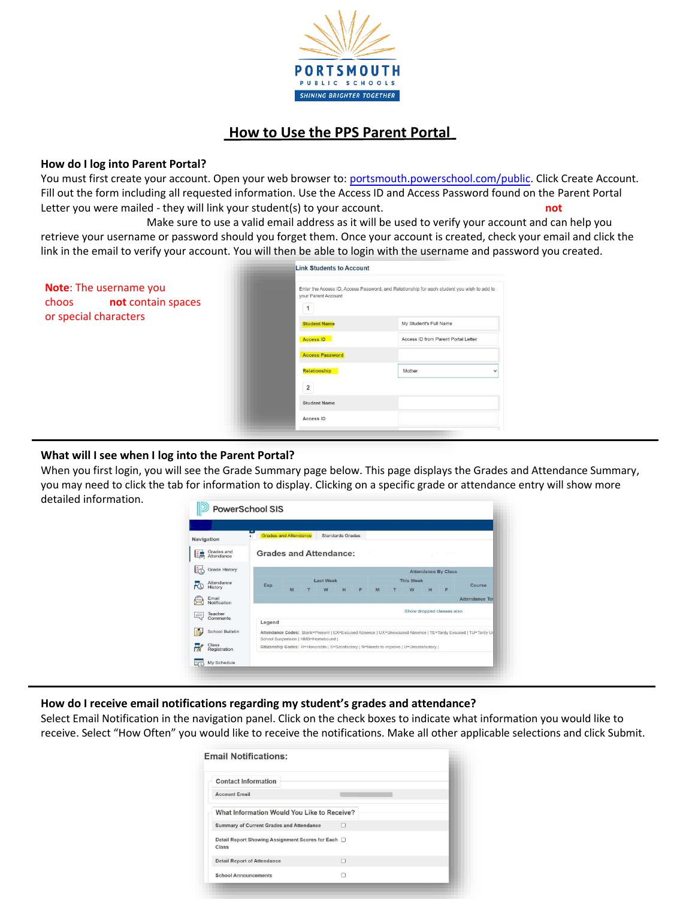PORTSMOUTH
PUBLIC SCHOOLS
SHINING BRIGHTER TOGETHER

# How to Use the PPS Parent Portal

## How do I log into Parent Portal?

You must first create your account. Open your web browser to: portsmouth.powerschool.com/public. Click Create Account. Fill out the form including all requested information. Use the Access ID and Access Password found on the Parent Portal Letter you were mailed - they will link your student(s) to your account. **not** Make sure to use a valid email address as it will be used to verify your account and can help you retrieve your username or password should you forget them. Once your account is created, check your email and click the link in the email to verify your account. You will then be able to login with the username and password you created.

**Note**: The username you choos **not** contain spaces or special characters

Link Students to Account

Enter the Access ID, Access Password, and Relationship for each student you wish to add to your Parent Account

1

| | |
|---|---|
| Student Name | My Student's Full Name |
| Access ID | Access ID from Parent Portal Letter |
| Access Password | |
| Relationship | Mother |

2

| | |
|---|---|
| Student Name | |
| Access ID | |

---

## What will I see when I log into the Parent Portal?

When you first login, you will see the Grade Summary page below. This page displays the Grades and Attendance Summary, you may need to click the tab for information to display. Clicking on a specific grade or attendance entry will show more detailed information.

PowerSchool SIS

Navigation: Grades and Attendance, Grade History, Attendance History, Email Notification, Teacher Comments, School Bulletin, Class Registration, My Schedule

Grades and Attendance | Standards Grades

Grades and Attendance:

Attendance By Class — Exp | Last Week M T W H F | This Week M T W H F | Course | Attendance To

Show dropped classes also

Legend

Attendance Codes: Blank=Present | EX=Excused Absence | UX=Unexcused Absence | TE=Tardy Excused | TU=Tardy U School Suspension | HMB=Homebound |

Citizenship Codes: H=Honorable | S=Satisfactory | N=Needs to improve | U=Unsatisfactory |

---

## How do I receive email notifications regarding my student's grades and attendance?

Select Email Notification in the navigation panel. Click on the check boxes to indicate what information you would like to receive. Select "How Often" you would like to receive the notifications. Make all other applicable selections and click Submit.

Email Notifications:

Contact Information

Account Email

What Information Would You Like to Receive?

- ☐ Summary of Current Grades and Attendance
- ☐ Detail Report Showing Assignment Scores for Each Class
- ☐ Detail Report of Attendance
- ☐ School Announcements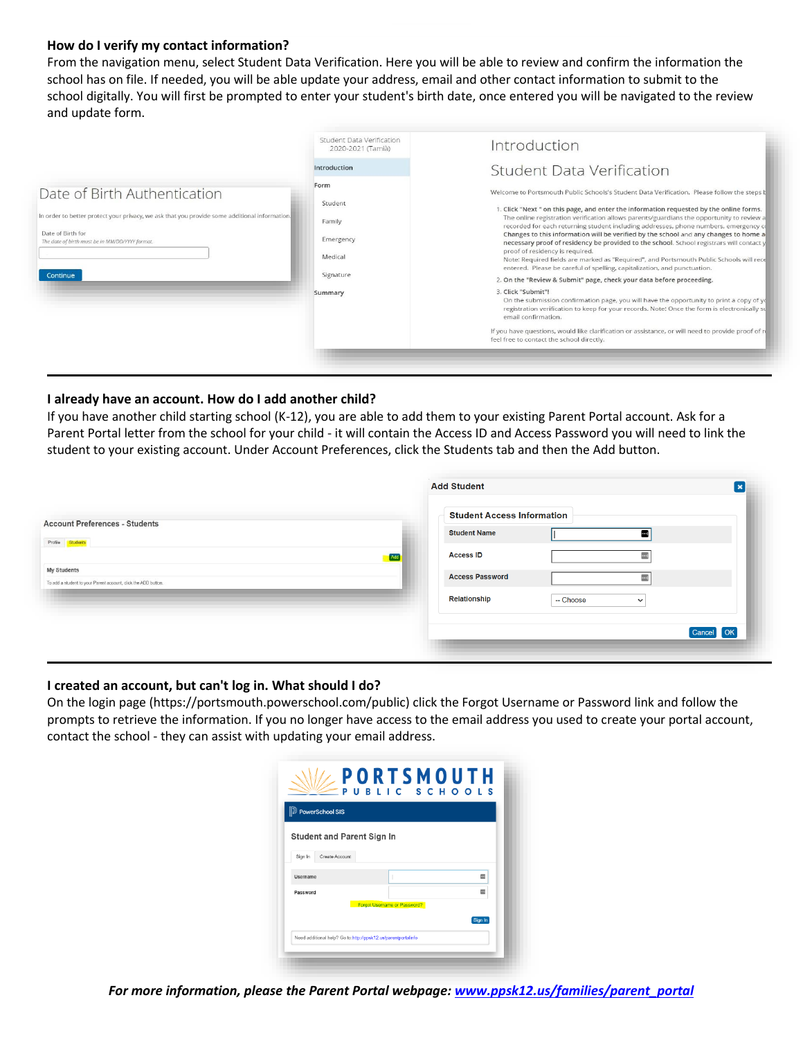## How do I verify my contact information?

From the navigation menu, select Student Data Verification. Here you will be able to review and confirm the information the school has on file. If needed, you will be able update your address, email and other contact information to submit to the school digitally. You will first be prompted to enter your student's birth date, once entered you will be navigated to the review and update form.

---

## I already have an account. How do I add another child?

If you have another child starting school (K-12), you are able to add them to your existing Parent Portal account. Ask for a Parent Portal letter from the school for your child - it will contain the Access ID and Access Password you will need to link the student to your existing account. Under Account Preferences, click the Students tab and then the Add button.

---

## I created an account, but can't log in. What should I do?

On the login page (https://portsmouth.powerschool.com/public) click the Forgot Username or Password link and follow the prompts to retrieve the information. If you no longer have access to the email address you used to create your portal account, contact the school - they can assist with updating your email address.

***For more information, please the Parent Portal webpage: www.ppsk12.us/families/parent_portal***